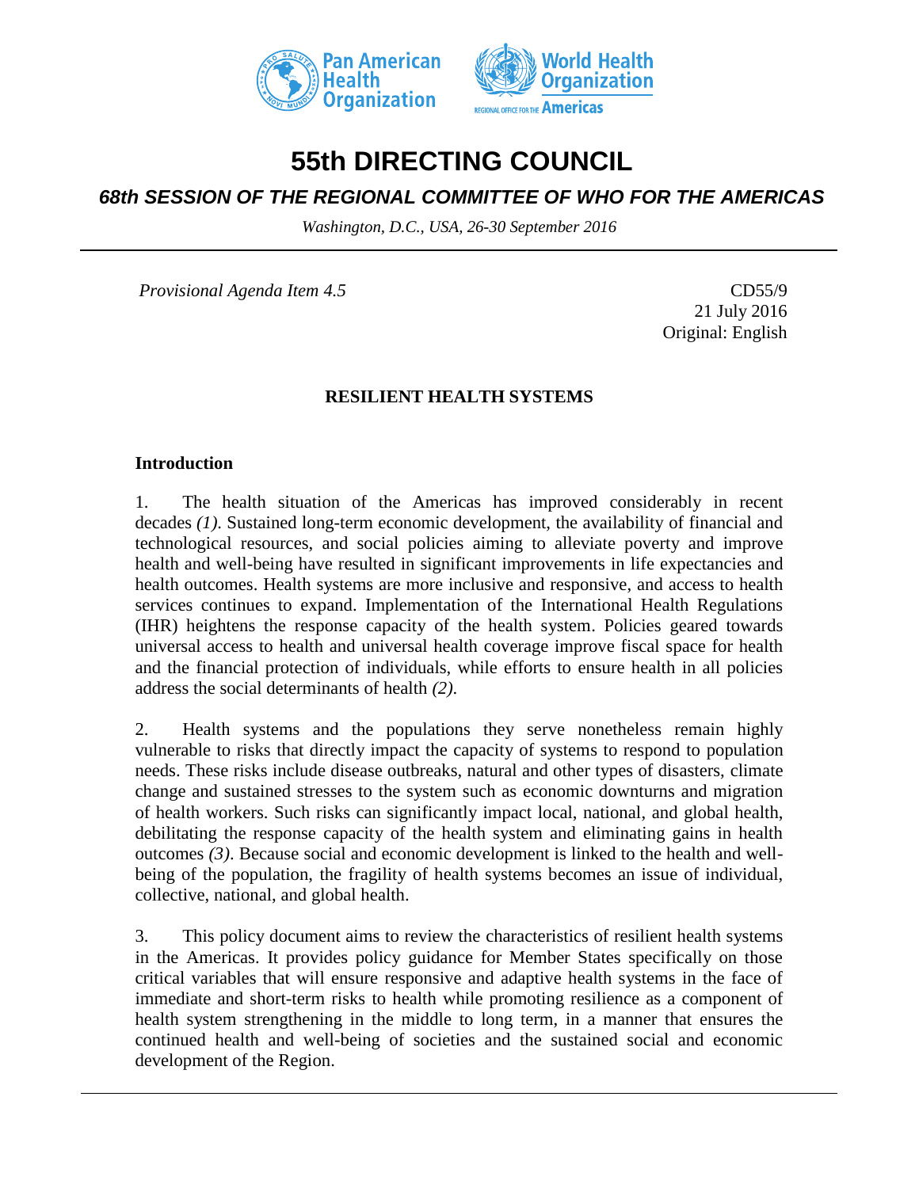# 55th DIRECTING COUNCIL

## *68th SESSION OF THE REGIONAL COMMITTEE OF WHO FOR THE AMERICAS*

*Washington, D.C., USA, 26-30 September 2016*

---

*Provisional Agenda Item 4.5*

CD55/9
21 July 2016
Original: English

### RESILIENT HEALTH SYSTEMS

#### Introduction

1. The health situation of the Americas has improved considerably in recent decades *(1)*. Sustained long-term economic development, the availability of financial and technological resources, and social policies aiming to alleviate poverty and improve health and well-being have resulted in significant improvements in life expectancies and health outcomes. Health systems are more inclusive and responsive, and access to health services continues to expand. Implementation of the International Health Regulations (IHR) heightens the response capacity of the health system. Policies geared towards universal access to health and universal health coverage improve fiscal space for health and the financial protection of individuals, while efforts to ensure health in all policies address the social determinants of health *(2)*.

2. Health systems and the populations they serve nonetheless remain highly vulnerable to risks that directly impact the capacity of systems to respond to population needs. These risks include disease outbreaks, natural and other types of disasters, climate change and sustained stresses to the system such as economic downturns and migration of health workers. Such risks can significantly impact local, national, and global health, debilitating the response capacity of the health system and eliminating gains in health outcomes *(3)*. Because social and economic development is linked to the health and well-being of the population, the fragility of health systems becomes an issue of individual, collective, national, and global health.

3. This policy document aims to review the characteristics of resilient health systems in the Americas. It provides policy guidance for Member States specifically on those critical variables that will ensure responsive and adaptive health systems in the face of immediate and short-term risks to health while promoting resilience as a component of health system strengthening in the middle to long term, in a manner that ensures the continued health and well-being of societies and the sustained social and economic development of the Region.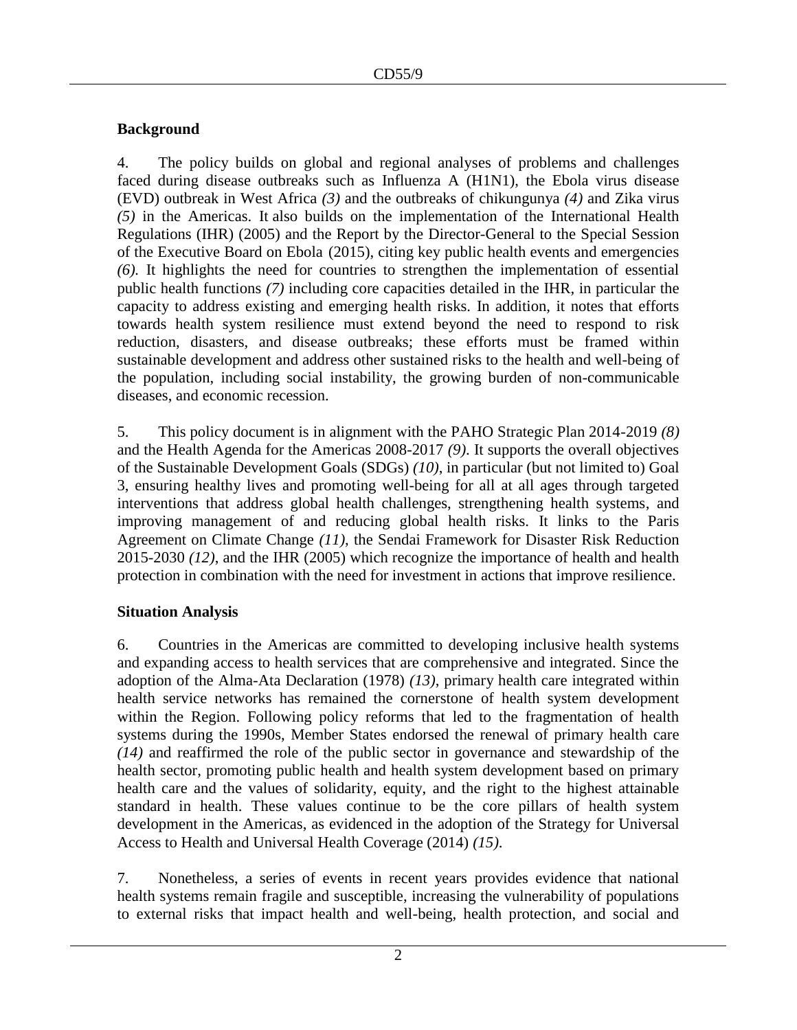## Background

4. The policy builds on global and regional analyses of problems and challenges faced during disease outbreaks such as Influenza A (H1N1), the Ebola virus disease (EVD) outbreak in West Africa *(3)* and the outbreaks of chikungunya *(4)* and Zika virus *(5)* in the Americas. It also builds on the implementation of the International Health Regulations (IHR) (2005) and the Report by the Director-General to the Special Session of the Executive Board on Ebola (2015), citing key public health events and emergencies *(6)*. It highlights the need for countries to strengthen the implementation of essential public health functions *(7)* including core capacities detailed in the IHR, in particular the capacity to address existing and emerging health risks. In addition, it notes that efforts towards health system resilience must extend beyond the need to respond to risk reduction, disasters, and disease outbreaks; these efforts must be framed within sustainable development and address other sustained risks to the health and well-being of the population, including social instability, the growing burden of non-communicable diseases, and economic recession.

5. This policy document is in alignment with the PAHO Strategic Plan 2014-2019 *(8)* and the Health Agenda for the Americas 2008-2017 *(9)*. It supports the overall objectives of the Sustainable Development Goals (SDGs) *(10)*, in particular (but not limited to) Goal 3, ensuring healthy lives and promoting well-being for all at all ages through targeted interventions that address global health challenges, strengthening health systems, and improving management of and reducing global health risks. It links to the Paris Agreement on Climate Change *(11)*, the Sendai Framework for Disaster Risk Reduction 2015-2030 *(12)*, and the IHR (2005) which recognize the importance of health and health protection in combination with the need for investment in actions that improve resilience.

## Situation Analysis

6. Countries in the Americas are committed to developing inclusive health systems and expanding access to health services that are comprehensive and integrated. Since the adoption of the Alma-Ata Declaration (1978) *(13)*, primary health care integrated within health service networks has remained the cornerstone of health system development within the Region. Following policy reforms that led to the fragmentation of health systems during the 1990s, Member States endorsed the renewal of primary health care *(14)* and reaffirmed the role of the public sector in governance and stewardship of the health sector, promoting public health and health system development based on primary health care and the values of solidarity, equity, and the right to the highest attainable standard in health. These values continue to be the core pillars of health system development in the Americas, as evidenced in the adoption of the Strategy for Universal Access to Health and Universal Health Coverage (2014) *(15)*.

7. Nonetheless, a series of events in recent years provides evidence that national health systems remain fragile and susceptible, increasing the vulnerability of populations to external risks that impact health and well-being, health protection, and social and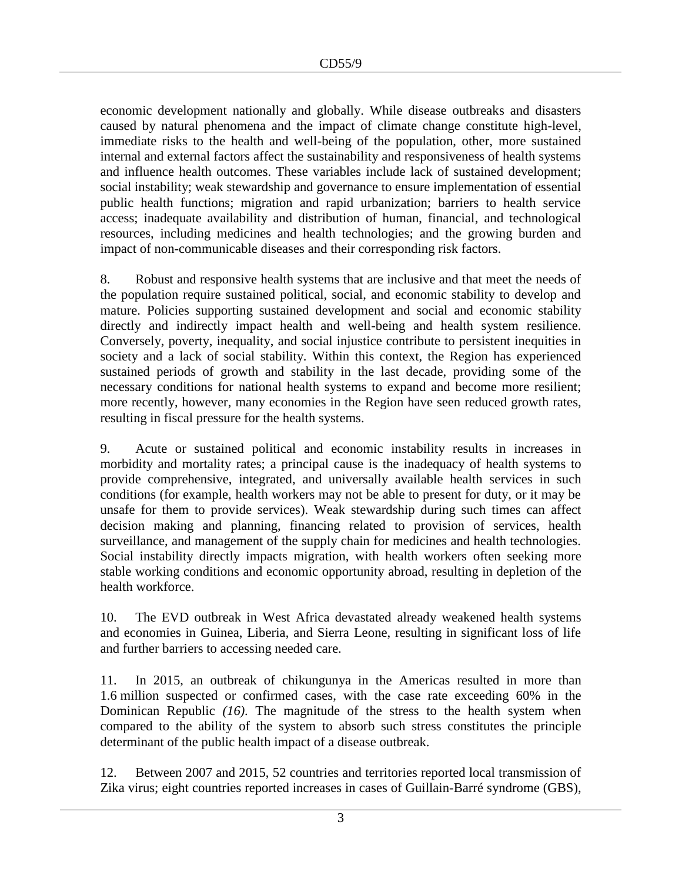economic development nationally and globally. While disease outbreaks and disasters caused by natural phenomena and the impact of climate change constitute high-level, immediate risks to the health and well-being of the population, other, more sustained internal and external factors affect the sustainability and responsiveness of health systems and influence health outcomes. These variables include lack of sustained development; social instability; weak stewardship and governance to ensure implementation of essential public health functions; migration and rapid urbanization; barriers to health service access; inadequate availability and distribution of human, financial, and technological resources, including medicines and health technologies; and the growing burden and impact of non-communicable diseases and their corresponding risk factors.

8. Robust and responsive health systems that are inclusive and that meet the needs of the population require sustained political, social, and economic stability to develop and mature. Policies supporting sustained development and social and economic stability directly and indirectly impact health and well-being and health system resilience. Conversely, poverty, inequality, and social injustice contribute to persistent inequities in society and a lack of social stability. Within this context, the Region has experienced sustained periods of growth and stability in the last decade, providing some of the necessary conditions for national health systems to expand and become more resilient; more recently, however, many economies in the Region have seen reduced growth rates, resulting in fiscal pressure for the health systems.

9. Acute or sustained political and economic instability results in increases in morbidity and mortality rates; a principal cause is the inadequacy of health systems to provide comprehensive, integrated, and universally available health services in such conditions (for example, health workers may not be able to present for duty, or it may be unsafe for them to provide services). Weak stewardship during such times can affect decision making and planning, financing related to provision of services, health surveillance, and management of the supply chain for medicines and health technologies. Social instability directly impacts migration, with health workers often seeking more stable working conditions and economic opportunity abroad, resulting in depletion of the health workforce.

10. The EVD outbreak in West Africa devastated already weakened health systems and economies in Guinea, Liberia, and Sierra Leone, resulting in significant loss of life and further barriers to accessing needed care.

11. In 2015, an outbreak of chikungunya in the Americas resulted in more than 1.6 million suspected or confirmed cases, with the case rate exceeding 60% in the Dominican Republic *(16)*. The magnitude of the stress to the health system when compared to the ability of the system to absorb such stress constitutes the principle determinant of the public health impact of a disease outbreak.

12. Between 2007 and 2015, 52 countries and territories reported local transmission of Zika virus; eight countries reported increases in cases of Guillain-Barré syndrome (GBS),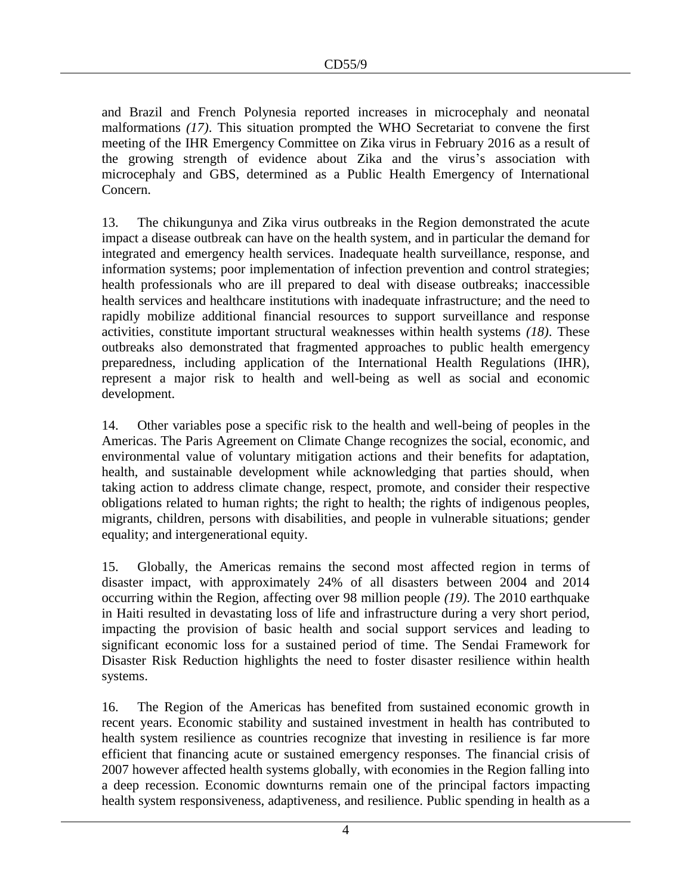and Brazil and French Polynesia reported increases in microcephaly and neonatal malformations *(17)*. This situation prompted the WHO Secretariat to convene the first meeting of the IHR Emergency Committee on Zika virus in February 2016 as a result of the growing strength of evidence about Zika and the virus's association with microcephaly and GBS, determined as a Public Health Emergency of International Concern.

13. The chikungunya and Zika virus outbreaks in the Region demonstrated the acute impact a disease outbreak can have on the health system, and in particular the demand for integrated and emergency health services. Inadequate health surveillance, response, and information systems; poor implementation of infection prevention and control strategies; health professionals who are ill prepared to deal with disease outbreaks; inaccessible health services and healthcare institutions with inadequate infrastructure; and the need to rapidly mobilize additional financial resources to support surveillance and response activities, constitute important structural weaknesses within health systems *(18)*. These outbreaks also demonstrated that fragmented approaches to public health emergency preparedness, including application of the International Health Regulations (IHR), represent a major risk to health and well-being as well as social and economic development.

14. Other variables pose a specific risk to the health and well-being of peoples in the Americas. The Paris Agreement on Climate Change recognizes the social, economic, and environmental value of voluntary mitigation actions and their benefits for adaptation, health, and sustainable development while acknowledging that parties should, when taking action to address climate change, respect, promote, and consider their respective obligations related to human rights; the right to health; the rights of indigenous peoples, migrants, children, persons with disabilities, and people in vulnerable situations; gender equality; and intergenerational equity.

15. Globally, the Americas remains the second most affected region in terms of disaster impact, with approximately 24% of all disasters between 2004 and 2014 occurring within the Region, affecting over 98 million people *(19)*. The 2010 earthquake in Haiti resulted in devastating loss of life and infrastructure during a very short period, impacting the provision of basic health and social support services and leading to significant economic loss for a sustained period of time. The Sendai Framework for Disaster Risk Reduction highlights the need to foster disaster resilience within health systems.

16. The Region of the Americas has benefited from sustained economic growth in recent years. Economic stability and sustained investment in health has contributed to health system resilience as countries recognize that investing in resilience is far more efficient that financing acute or sustained emergency responses. The financial crisis of 2007 however affected health systems globally, with economies in the Region falling into a deep recession. Economic downturns remain one of the principal factors impacting health system responsiveness, adaptiveness, and resilience. Public spending in health as a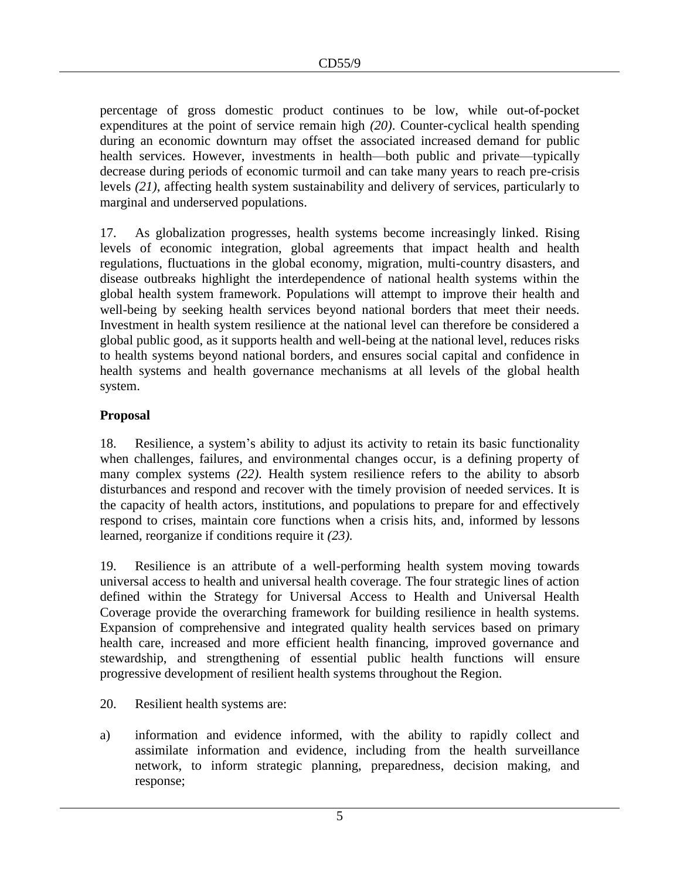percentage of gross domestic product continues to be low, while out-of-pocket expenditures at the point of service remain high *(20)*. Counter-cyclical health spending during an economic downturn may offset the associated increased demand for public health services. However, investments in health—both public and private—typically decrease during periods of economic turmoil and can take many years to reach pre-crisis levels *(21)*, affecting health system sustainability and delivery of services, particularly to marginal and underserved populations.

17. As globalization progresses, health systems become increasingly linked. Rising levels of economic integration, global agreements that impact health and health regulations, fluctuations in the global economy, migration, multi-country disasters, and disease outbreaks highlight the interdependence of national health systems within the global health system framework. Populations will attempt to improve their health and well-being by seeking health services beyond national borders that meet their needs. Investment in health system resilience at the national level can therefore be considered a global public good, as it supports health and well-being at the national level, reduces risks to health systems beyond national borders, and ensures social capital and confidence in health systems and health governance mechanisms at all levels of the global health system.

**Proposal**

18. Resilience, a system's ability to adjust its activity to retain its basic functionality when challenges, failures, and environmental changes occur, is a defining property of many complex systems *(22)*. Health system resilience refers to the ability to absorb disturbances and respond and recover with the timely provision of needed services. It is the capacity of health actors, institutions, and populations to prepare for and effectively respond to crises, maintain core functions when a crisis hits, and, informed by lessons learned, reorganize if conditions require it *(23)*.

19. Resilience is an attribute of a well-performing health system moving towards universal access to health and universal health coverage. The four strategic lines of action defined within the Strategy for Universal Access to Health and Universal Health Coverage provide the overarching framework for building resilience in health systems. Expansion of comprehensive and integrated quality health services based on primary health care, increased and more efficient health financing, improved governance and stewardship, and strengthening of essential public health functions will ensure progressive development of resilient health systems throughout the Region.

20. Resilient health systems are:

a) information and evidence informed, with the ability to rapidly collect and assimilate information and evidence, including from the health surveillance network, to inform strategic planning, preparedness, decision making, and response;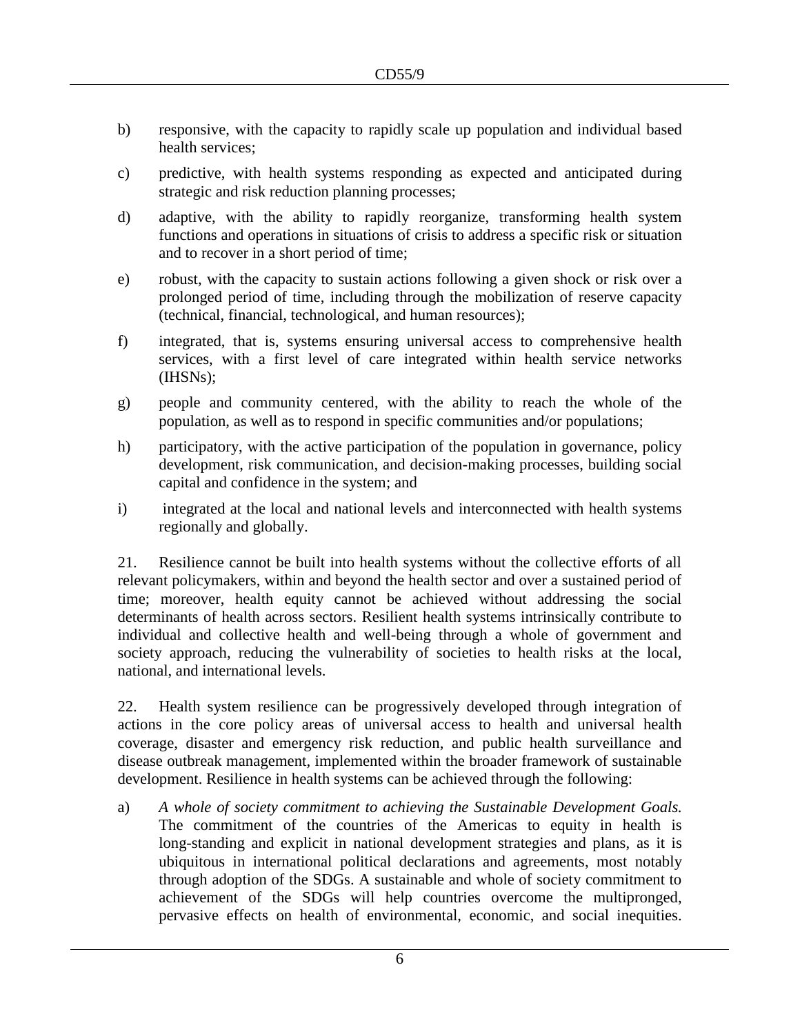b) responsive, with the capacity to rapidly scale up population and individual based health services;

c) predictive, with health systems responding as expected and anticipated during strategic and risk reduction planning processes;

d) adaptive, with the ability to rapidly reorganize, transforming health system functions and operations in situations of crisis to address a specific risk or situation and to recover in a short period of time;

e) robust, with the capacity to sustain actions following a given shock or risk over a prolonged period of time, including through the mobilization of reserve capacity (technical, financial, technological, and human resources);

f) integrated, that is, systems ensuring universal access to comprehensive health services, with a first level of care integrated within health service networks (IHSNs);

g) people and community centered, with the ability to reach the whole of the population, as well as to respond in specific communities and/or populations;

h) participatory, with the active participation of the population in governance, policy development, risk communication, and decision-making processes, building social capital and confidence in the system; and

i) integrated at the local and national levels and interconnected with health systems regionally and globally.

21. Resilience cannot be built into health systems without the collective efforts of all relevant policymakers, within and beyond the health sector and over a sustained period of time; moreover, health equity cannot be achieved without addressing the social determinants of health across sectors. Resilient health systems intrinsically contribute to individual and collective health and well-being through a whole of government and society approach, reducing the vulnerability of societies to health risks at the local, national, and international levels.

22. Health system resilience can be progressively developed through integration of actions in the core policy areas of universal access to health and universal health coverage, disaster and emergency risk reduction, and public health surveillance and disease outbreak management, implemented within the broader framework of sustainable development. Resilience in health systems can be achieved through the following:

a) *A whole of society commitment to achieving the Sustainable Development Goals.* The commitment of the countries of the Americas to equity in health is long-standing and explicit in national development strategies and plans, as it is ubiquitous in international political declarations and agreements, most notably through adoption of the SDGs. A sustainable and whole of society commitment to achievement of the SDGs will help countries overcome the multipronged, pervasive effects on health of environmental, economic, and social inequities.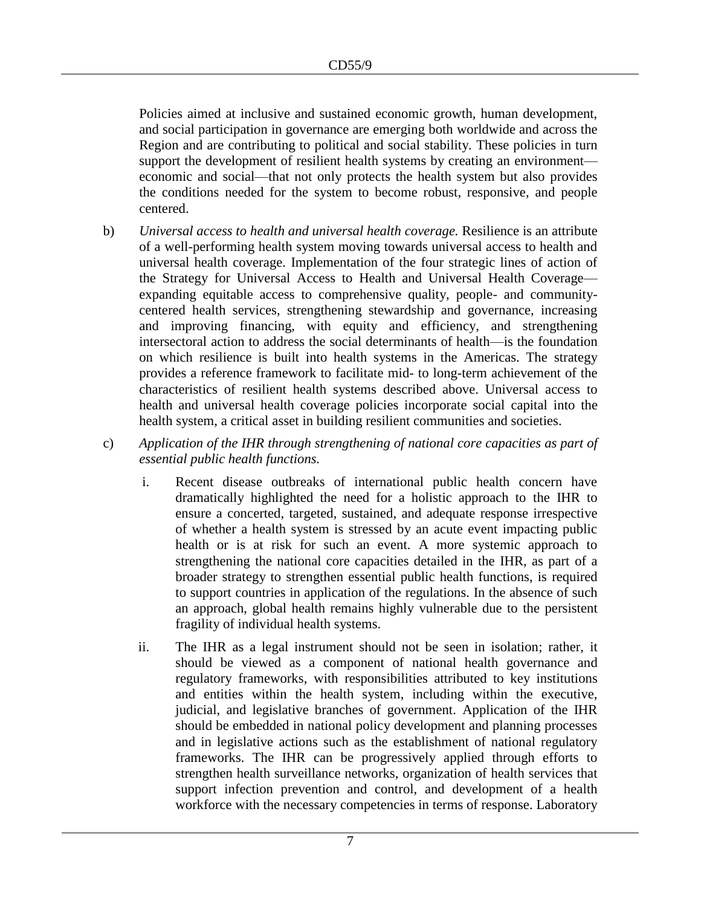Policies aimed at inclusive and sustained economic growth, human development, and social participation in governance are emerging both worldwide and across the Region and are contributing to political and social stability. These policies in turn support the development of resilient health systems by creating an environment—economic and social—that not only protects the health system but also provides the conditions needed for the system to become robust, responsive, and people centered.

b) *Universal access to health and universal health coverage.* Resilience is an attribute of a well-performing health system moving towards universal access to health and universal health coverage. Implementation of the four strategic lines of action of the Strategy for Universal Access to Health and Universal Health Coverage—expanding equitable access to comprehensive quality, people- and community-centered health services, strengthening stewardship and governance, increasing and improving financing, with equity and efficiency, and strengthening intersectoral action to address the social determinants of health—is the foundation on which resilience is built into health systems in the Americas. The strategy provides a reference framework to facilitate mid- to long-term achievement of the characteristics of resilient health systems described above. Universal access to health and universal health coverage policies incorporate social capital into the health system, a critical asset in building resilient communities and societies.

c) *Application of the IHR through strengthening of national core capacities as part of essential public health functions.*

   i. Recent disease outbreaks of international public health concern have dramatically highlighted the need for a holistic approach to the IHR to ensure a concerted, targeted, sustained, and adequate response irrespective of whether a health system is stressed by an acute event impacting public health or is at risk for such an event. A more systemic approach to strengthening the national core capacities detailed in the IHR, as part of a broader strategy to strengthen essential public health functions, is required to support countries in application of the regulations. In the absence of such an approach, global health remains highly vulnerable due to the persistent fragility of individual health systems.

   ii. The IHR as a legal instrument should not be seen in isolation; rather, it should be viewed as a component of national health governance and regulatory frameworks, with responsibilities attributed to key institutions and entities within the health system, including within the executive, judicial, and legislative branches of government. Application of the IHR should be embedded in national policy development and planning processes and in legislative actions such as the establishment of national regulatory frameworks. The IHR can be progressively applied through efforts to strengthen health surveillance networks, organization of health services that support infection prevention and control, and development of a health workforce with the necessary competencies in terms of response. Laboratory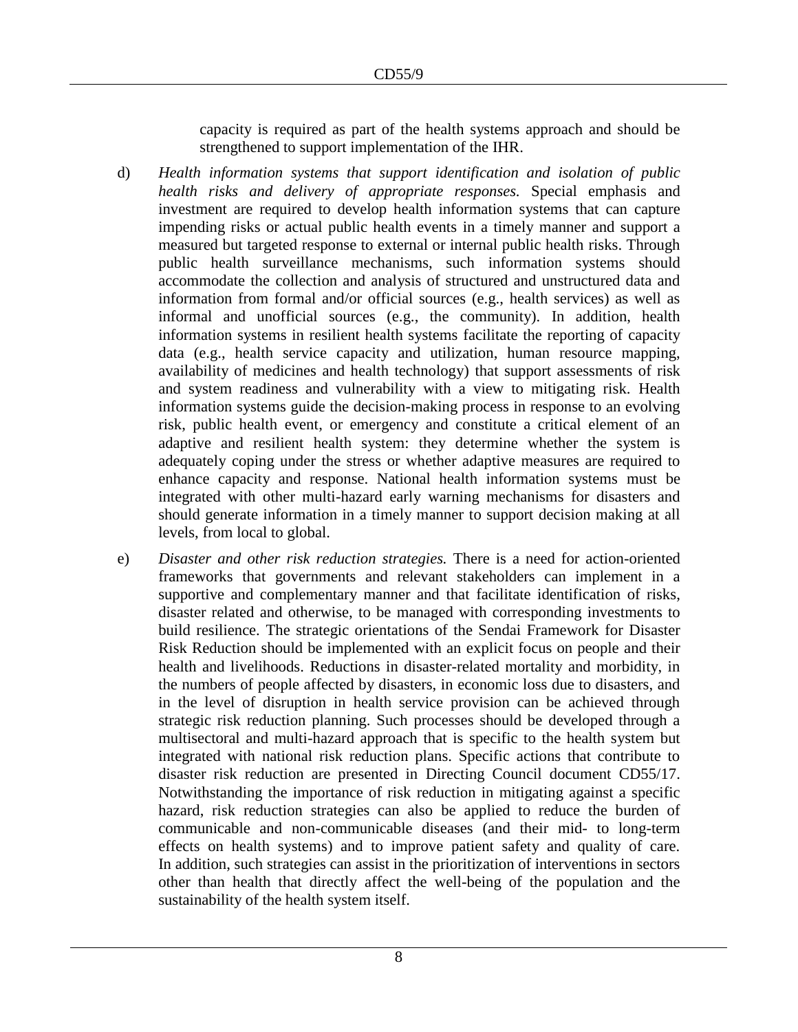capacity is required as part of the health systems approach and should be strengthened to support implementation of the IHR.

d) *Health information systems that support identification and isolation of public health risks and delivery of appropriate responses.* Special emphasis and investment are required to develop health information systems that can capture impending risks or actual public health events in a timely manner and support a measured but targeted response to external or internal public health risks. Through public health surveillance mechanisms, such information systems should accommodate the collection and analysis of structured and unstructured data and information from formal and/or official sources (e.g., health services) as well as informal and unofficial sources (e.g., the community). In addition, health information systems in resilient health systems facilitate the reporting of capacity data (e.g., health service capacity and utilization, human resource mapping, availability of medicines and health technology) that support assessments of risk and system readiness and vulnerability with a view to mitigating risk. Health information systems guide the decision-making process in response to an evolving risk, public health event, or emergency and constitute a critical element of an adaptive and resilient health system: they determine whether the system is adequately coping under the stress or whether adaptive measures are required to enhance capacity and response. National health information systems must be integrated with other multi-hazard early warning mechanisms for disasters and should generate information in a timely manner to support decision making at all levels, from local to global.

e) *Disaster and other risk reduction strategies.* There is a need for action-oriented frameworks that governments and relevant stakeholders can implement in a supportive and complementary manner and that facilitate identification of risks, disaster related and otherwise, to be managed with corresponding investments to build resilience. The strategic orientations of the Sendai Framework for Disaster Risk Reduction should be implemented with an explicit focus on people and their health and livelihoods. Reductions in disaster-related mortality and morbidity, in the numbers of people affected by disasters, in economic loss due to disasters, and in the level of disruption in health service provision can be achieved through strategic risk reduction planning. Such processes should be developed through a multisectoral and multi-hazard approach that is specific to the health system but integrated with national risk reduction plans. Specific actions that contribute to disaster risk reduction are presented in Directing Council document CD55/17. Notwithstanding the importance of risk reduction in mitigating against a specific hazard, risk reduction strategies can also be applied to reduce the burden of communicable and non-communicable diseases (and their mid- to long-term effects on health systems) and to improve patient safety and quality of care. In addition, such strategies can assist in the prioritization of interventions in sectors other than health that directly affect the well-being of the population and the sustainability of the health system itself.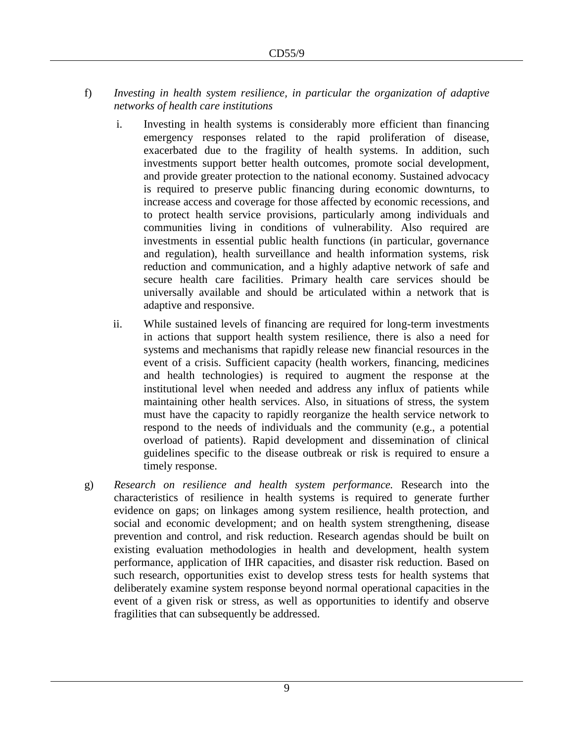f) *Investing in health system resilience, in particular the organization of adaptive networks of health care institutions*

   i. Investing in health systems is considerably more efficient than financing emergency responses related to the rapid proliferation of disease, exacerbated due to the fragility of health systems. In addition, such investments support better health outcomes, promote social development, and provide greater protection to the national economy. Sustained advocacy is required to preserve public financing during economic downturns, to increase access and coverage for those affected by economic recessions, and to protect health service provisions, particularly among individuals and communities living in conditions of vulnerability. Also required are investments in essential public health functions (in particular, governance and regulation), health surveillance and health information systems, risk reduction and communication, and a highly adaptive network of safe and secure health care facilities. Primary health care services should be universally available and should be articulated within a network that is adaptive and responsive.

   ii. While sustained levels of financing are required for long-term investments in actions that support health system resilience, there is also a need for systems and mechanisms that rapidly release new financial resources in the event of a crisis. Sufficient capacity (health workers, financing, medicines and health technologies) is required to augment the response at the institutional level when needed and address any influx of patients while maintaining other health services. Also, in situations of stress, the system must have the capacity to rapidly reorganize the health service network to respond to the needs of individuals and the community (e.g., a potential overload of patients). Rapid development and dissemination of clinical guidelines specific to the disease outbreak or risk is required to ensure a timely response.

g) *Research on resilience and health system performance.* Research into the characteristics of resilience in health systems is required to generate further evidence on gaps; on linkages among system resilience, health protection, and social and economic development; and on health system strengthening, disease prevention and control, and risk reduction. Research agendas should be built on existing evaluation methodologies in health and development, health system performance, application of IHR capacities, and disaster risk reduction. Based on such research, opportunities exist to develop stress tests for health systems that deliberately examine system response beyond normal operational capacities in the event of a given risk or stress, as well as opportunities to identify and observe fragilities that can subsequently be addressed.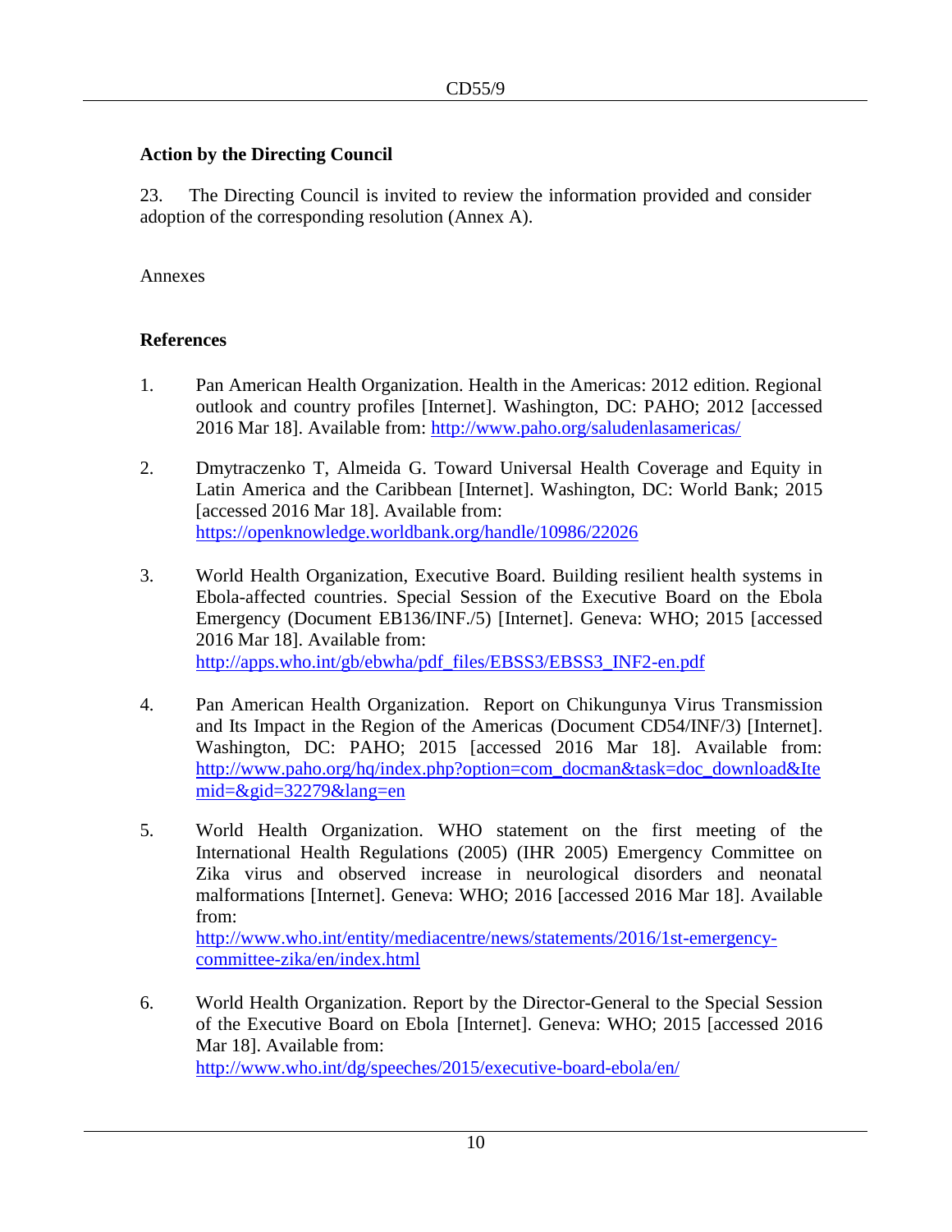**Action by the Directing Council**

23. The Directing Council is invited to review the information provided and consider adoption of the corresponding resolution (Annex A).

Annexes

**References**

1. Pan American Health Organization. Health in the Americas: 2012 edition. Regional outlook and country profiles [Internet]. Washington, DC: PAHO; 2012 [accessed 2016 Mar 18]. Available from: http://www.paho.org/saludenlasamericas/

2. Dmytraczenko T, Almeida G. Toward Universal Health Coverage and Equity in Latin America and the Caribbean [Internet]. Washington, DC: World Bank; 2015 [accessed 2016 Mar 18]. Available from: https://openknowledge.worldbank.org/handle/10986/22026

3. World Health Organization, Executive Board. Building resilient health systems in Ebola-affected countries. Special Session of the Executive Board on the Ebola Emergency (Document EB136/INF./5) [Internet]. Geneva: WHO; 2015 [accessed 2016 Mar 18]. Available from: http://apps.who.int/gb/ebwha/pdf_files/EBSS3/EBSS3_INF2-en.pdf

4. Pan American Health Organization. Report on Chikungunya Virus Transmission and Its Impact in the Region of the Americas (Document CD54/INF/3) [Internet]. Washington, DC: PAHO; 2015 [accessed 2016 Mar 18]. Available from: http://www.paho.org/hq/index.php?option=com_docman&task=doc_download&Itemid=&gid=32279&lang=en

5. World Health Organization. WHO statement on the first meeting of the International Health Regulations (2005) (IHR 2005) Emergency Committee on Zika virus and observed increase in neurological disorders and neonatal malformations [Internet]. Geneva: WHO; 2016 [accessed 2016 Mar 18]. Available from: http://www.who.int/entity/mediacentre/news/statements/2016/1st-emergency-committee-zika/en/index.html

6. World Health Organization. Report by the Director-General to the Special Session of the Executive Board on Ebola [Internet]. Geneva: WHO; 2015 [accessed 2016 Mar 18]. Available from: http://www.who.int/dg/speeches/2015/executive-board-ebola/en/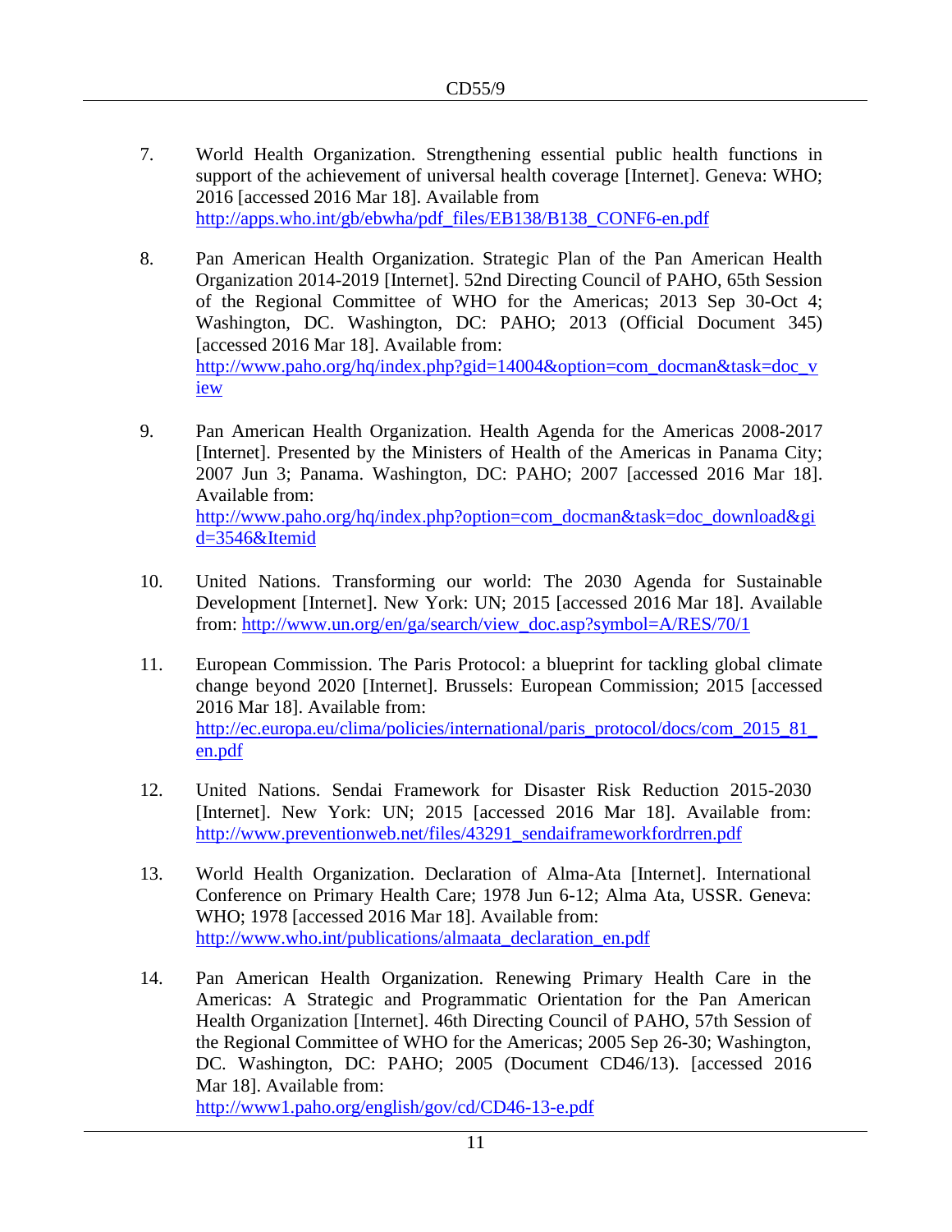7. World Health Organization. Strengthening essential public health functions in support of the achievement of universal health coverage [Internet]. Geneva: WHO; 2016 [accessed 2016 Mar 18]. Available from http://apps.who.int/gb/ebwha/pdf_files/EB138/B138_CONF6-en.pdf

8. Pan American Health Organization. Strategic Plan of the Pan American Health Organization 2014-2019 [Internet]. 52nd Directing Council of PAHO, 65th Session of the Regional Committee of WHO for the Americas; 2013 Sep 30-Oct 4; Washington, DC. Washington, DC: PAHO; 2013 (Official Document 345) [accessed 2016 Mar 18]. Available from: http://www.paho.org/hq/index.php?gid=14004&option=com_docman&task=doc_view

9. Pan American Health Organization. Health Agenda for the Americas 2008-2017 [Internet]. Presented by the Ministers of Health of the Americas in Panama City; 2007 Jun 3; Panama. Washington, DC: PAHO; 2007 [accessed 2016 Mar 18]. Available from: http://www.paho.org/hq/index.php?option=com_docman&task=doc_download&gid=3546&Itemid

10. United Nations. Transforming our world: The 2030 Agenda for Sustainable Development [Internet]. New York: UN; 2015 [accessed 2016 Mar 18]. Available from: http://www.un.org/en/ga/search/view_doc.asp?symbol=A/RES/70/1

11. European Commission. The Paris Protocol: a blueprint for tackling global climate change beyond 2020 [Internet]. Brussels: European Commission; 2015 [accessed 2016 Mar 18]. Available from: http://ec.europa.eu/clima/policies/international/paris_protocol/docs/com_2015_81_en.pdf

12. United Nations. Sendai Framework for Disaster Risk Reduction 2015-2030 [Internet]. New York: UN; 2015 [accessed 2016 Mar 18]. Available from: http://www.preventionweb.net/files/43291_sendaiframeworkfordrren.pdf

13. World Health Organization. Declaration of Alma-Ata [Internet]. International Conference on Primary Health Care; 1978 Jun 6-12; Alma Ata, USSR. Geneva: WHO; 1978 [accessed 2016 Mar 18]. Available from: http://www.who.int/publications/almaata_declaration_en.pdf

14. Pan American Health Organization. Renewing Primary Health Care in the Americas: A Strategic and Programmatic Orientation for the Pan American Health Organization [Internet]. 46th Directing Council of PAHO, 57th Session of the Regional Committee of WHO for the Americas; 2005 Sep 26-30; Washington, DC. Washington, DC: PAHO; 2005 (Document CD46/13). [accessed 2016 Mar 18]. Available from: http://www1.paho.org/english/gov/cd/CD46-13-e.pdf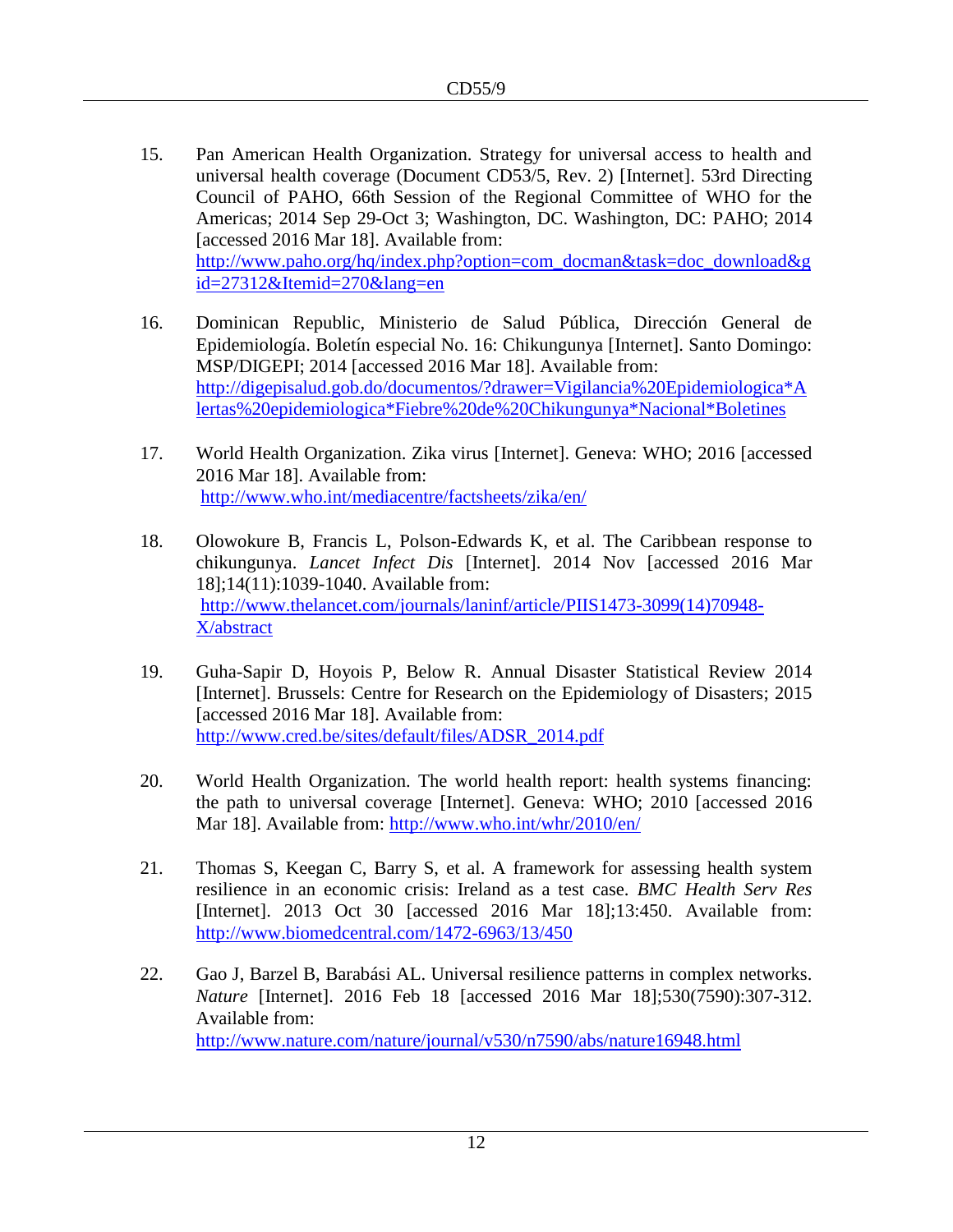15. Pan American Health Organization. Strategy for universal access to health and universal health coverage (Document CD53/5, Rev. 2) [Internet]. 53rd Directing Council of PAHO, 66th Session of the Regional Committee of WHO for the Americas; 2014 Sep 29-Oct 3; Washington, DC. Washington, DC: PAHO; 2014 [accessed 2016 Mar 18]. Available from: http://www.paho.org/hq/index.php?option=com_docman&task=doc_download&gid=27312&Itemid=270&lang=en

16. Dominican Republic, Ministerio de Salud Pública, Dirección General de Epidemiología. Boletín especial No. 16: Chikungunya [Internet]. Santo Domingo: MSP/DIGEPI; 2014 [accessed 2016 Mar 18]. Available from: http://digepisalud.gob.do/documentos/?drawer=Vigilancia%20Epidemiologica*Alertas%20epidemiologica*Fiebre%20de%20Chikungunya*Nacional*Boletines

17. World Health Organization. Zika virus [Internet]. Geneva: WHO; 2016 [accessed 2016 Mar 18]. Available from: http://www.who.int/mediacentre/factsheets/zika/en/

18. Olowokure B, Francis L, Polson-Edwards K, et al. The Caribbean response to chikungunya. *Lancet Infect Dis* [Internet]. 2014 Nov [accessed 2016 Mar 18];14(11):1039-1040. Available from: http://www.thelancet.com/journals/laninf/article/PIIS1473-3099(14)70948-X/abstract

19. Guha-Sapir D, Hoyois P, Below R. Annual Disaster Statistical Review 2014 [Internet]. Brussels: Centre for Research on the Epidemiology of Disasters; 2015 [accessed 2016 Mar 18]. Available from: http://www.cred.be/sites/default/files/ADSR_2014.pdf

20. World Health Organization. The world health report: health systems financing: the path to universal coverage [Internet]. Geneva: WHO; 2010 [accessed 2016 Mar 18]. Available from: http://www.who.int/whr/2010/en/

21. Thomas S, Keegan C, Barry S, et al. A framework for assessing health system resilience in an economic crisis: Ireland as a test case. *BMC Health Serv Res* [Internet]. 2013 Oct 30 [accessed 2016 Mar 18];13:450. Available from: http://www.biomedcentral.com/1472-6963/13/450

22. Gao J, Barzel B, Barabási AL. Universal resilience patterns in complex networks. *Nature* [Internet]. 2016 Feb 18 [accessed 2016 Mar 18];530(7590):307-312. Available from: http://www.nature.com/nature/journal/v530/n7590/abs/nature16948.html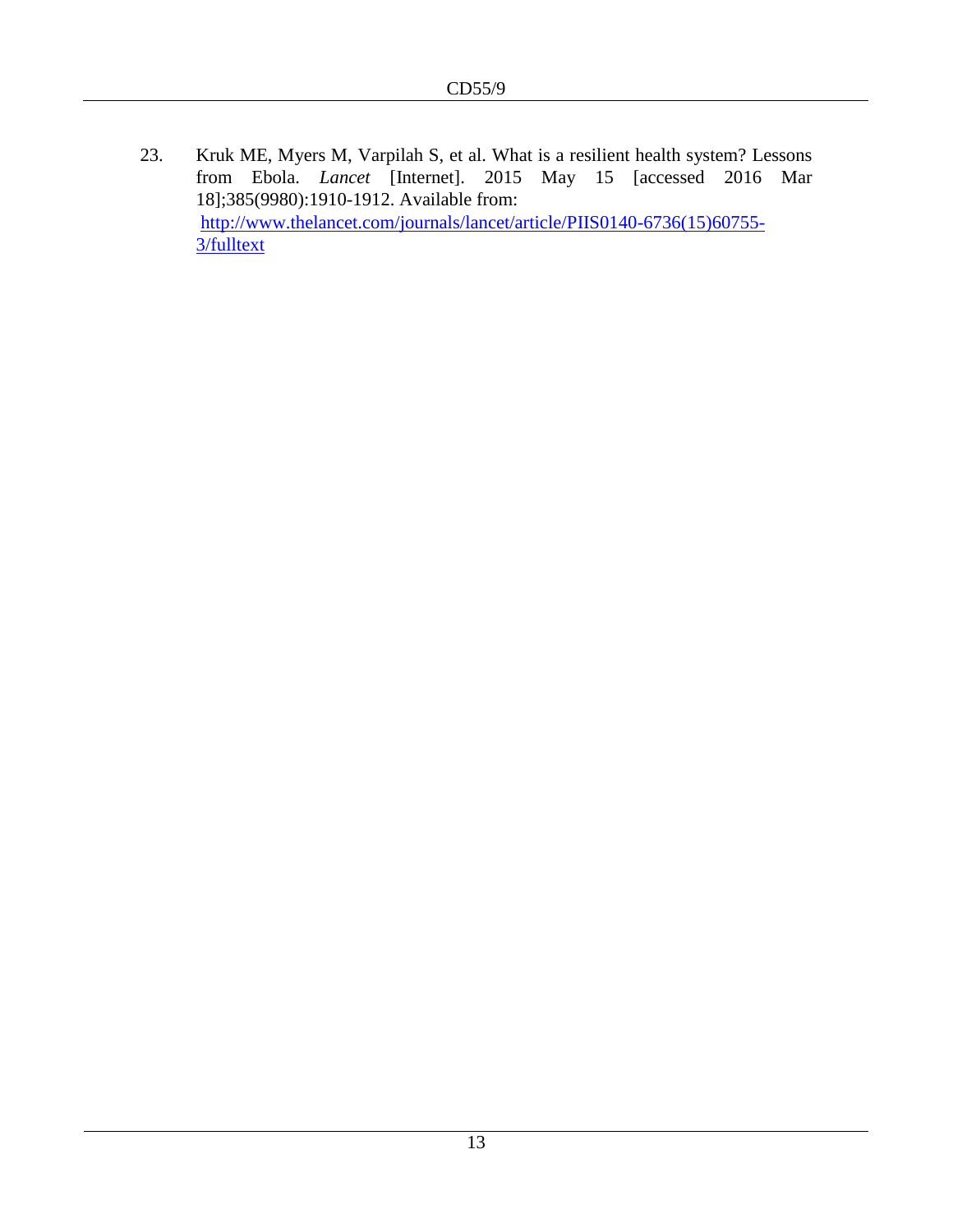23. Kruk ME, Myers M, Varpilah S, et al. What is a resilient health system? Lessons from Ebola. *Lancet* [Internet]. 2015 May 15 [accessed 2016 Mar 18];385(9980):1910-1912. Available from: http://www.thelancet.com/journals/lancet/article/PIIS0140-6736(15)60755-3/fulltext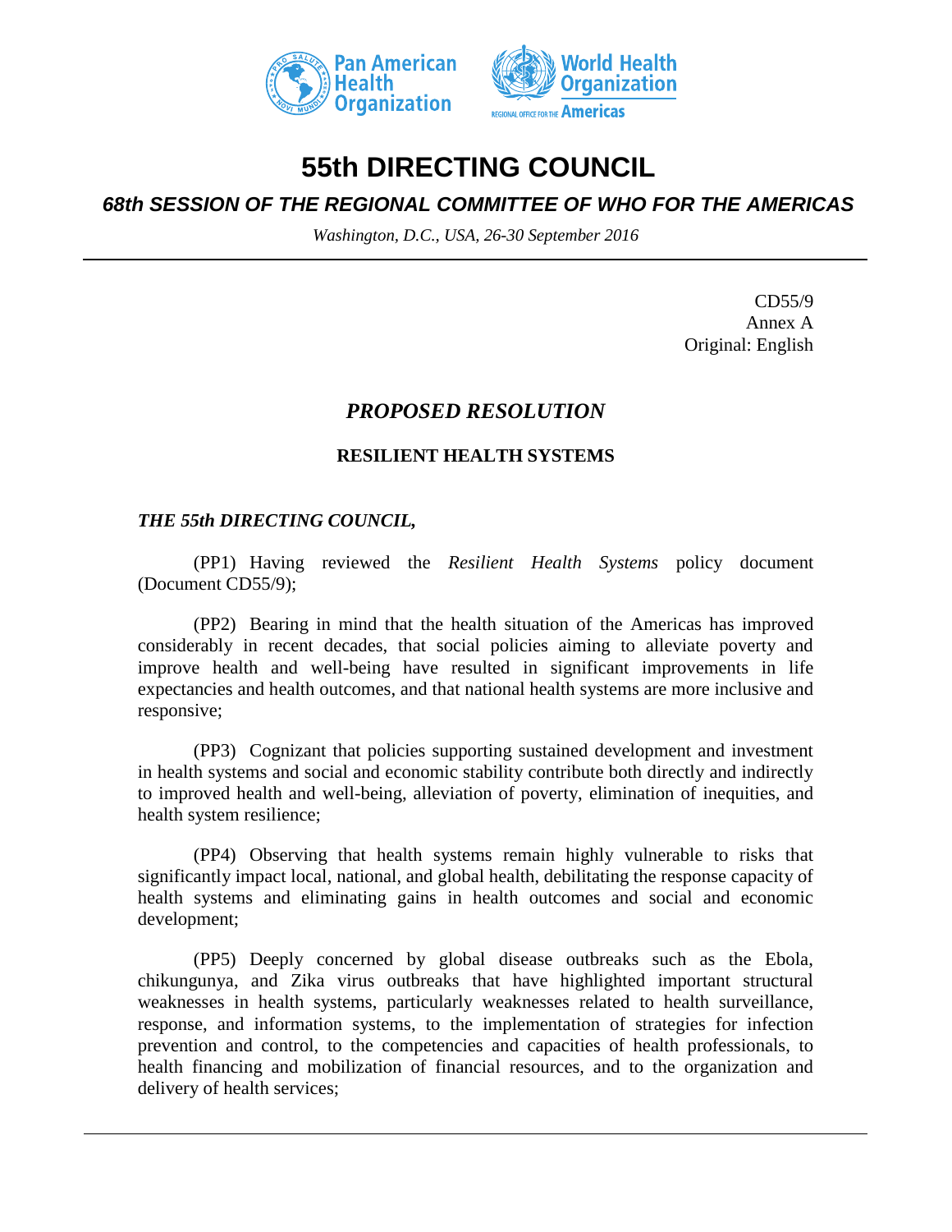# 55th DIRECTING COUNCIL

## *68th SESSION OF THE REGIONAL COMMITTEE OF WHO FOR THE AMERICAS*

*Washington, D.C., USA, 26-30 September 2016*

CD55/9
Annex A
Original: English

## *PROPOSED RESOLUTION*

### RESILIENT HEALTH SYSTEMS

***THE 55th DIRECTING COUNCIL,***

(PP1) Having reviewed the *Resilient Health Systems* policy document (Document CD55/9);

(PP2) Bearing in mind that the health situation of the Americas has improved considerably in recent decades, that social policies aiming to alleviate poverty and improve health and well-being have resulted in significant improvements in life expectancies and health outcomes, and that national health systems are more inclusive and responsive;

(PP3) Cognizant that policies supporting sustained development and investment in health systems and social and economic stability contribute both directly and indirectly to improved health and well-being, alleviation of poverty, elimination of inequities, and health system resilience;

(PP4) Observing that health systems remain highly vulnerable to risks that significantly impact local, national, and global health, debilitating the response capacity of health systems and eliminating gains in health outcomes and social and economic development;

(PP5) Deeply concerned by global disease outbreaks such as the Ebola, chikungunya, and Zika virus outbreaks that have highlighted important structural weaknesses in health systems, particularly weaknesses related to health surveillance, response, and information systems, to the implementation of strategies for infection prevention and control, to the competencies and capacities of health professionals, to health financing and mobilization of financial resources, and to the organization and delivery of health services;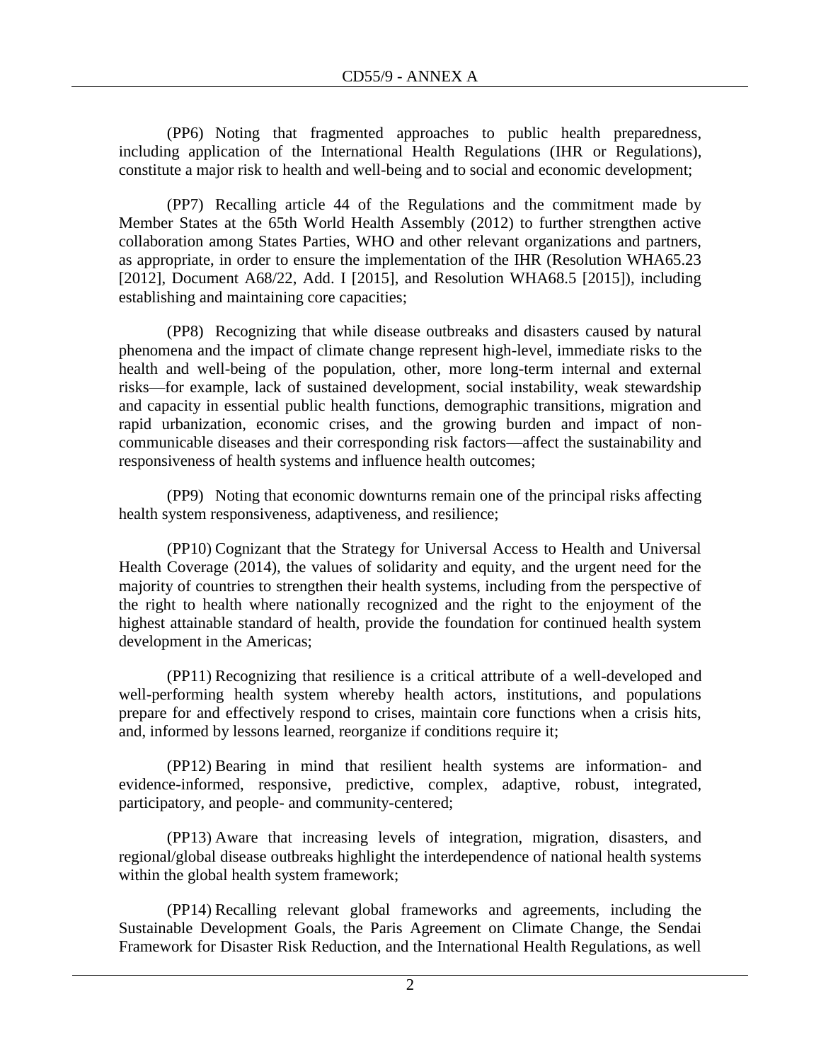(PP6) Noting that fragmented approaches to public health preparedness, including application of the International Health Regulations (IHR or Regulations), constitute a major risk to health and well-being and to social and economic development;

(PP7) Recalling article 44 of the Regulations and the commitment made by Member States at the 65th World Health Assembly (2012) to further strengthen active collaboration among States Parties, WHO and other relevant organizations and partners, as appropriate, in order to ensure the implementation of the IHR (Resolution WHA65.23 [2012], Document A68/22, Add. I [2015], and Resolution WHA68.5 [2015]), including establishing and maintaining core capacities;

(PP8) Recognizing that while disease outbreaks and disasters caused by natural phenomena and the impact of climate change represent high-level, immediate risks to the health and well-being of the population, other, more long-term internal and external risks—for example, lack of sustained development, social instability, weak stewardship and capacity in essential public health functions, demographic transitions, migration and rapid urbanization, economic crises, and the growing burden and impact of non-communicable diseases and their corresponding risk factors—affect the sustainability and responsiveness of health systems and influence health outcomes;

(PP9) Noting that economic downturns remain one of the principal risks affecting health system responsiveness, adaptiveness, and resilience;

(PP10) Cognizant that the Strategy for Universal Access to Health and Universal Health Coverage (2014), the values of solidarity and equity, and the urgent need for the majority of countries to strengthen their health systems, including from the perspective of the right to health where nationally recognized and the right to the enjoyment of the highest attainable standard of health, provide the foundation for continued health system development in the Americas;

(PP11) Recognizing that resilience is a critical attribute of a well-developed and well-performing health system whereby health actors, institutions, and populations prepare for and effectively respond to crises, maintain core functions when a crisis hits, and, informed by lessons learned, reorganize if conditions require it;

(PP12) Bearing in mind that resilient health systems are information- and evidence-informed, responsive, predictive, complex, adaptive, robust, integrated, participatory, and people- and community-centered;

(PP13) Aware that increasing levels of integration, migration, disasters, and regional/global disease outbreaks highlight the interdependence of national health systems within the global health system framework;

(PP14) Recalling relevant global frameworks and agreements, including the Sustainable Development Goals, the Paris Agreement on Climate Change, the Sendai Framework for Disaster Risk Reduction, and the International Health Regulations, as well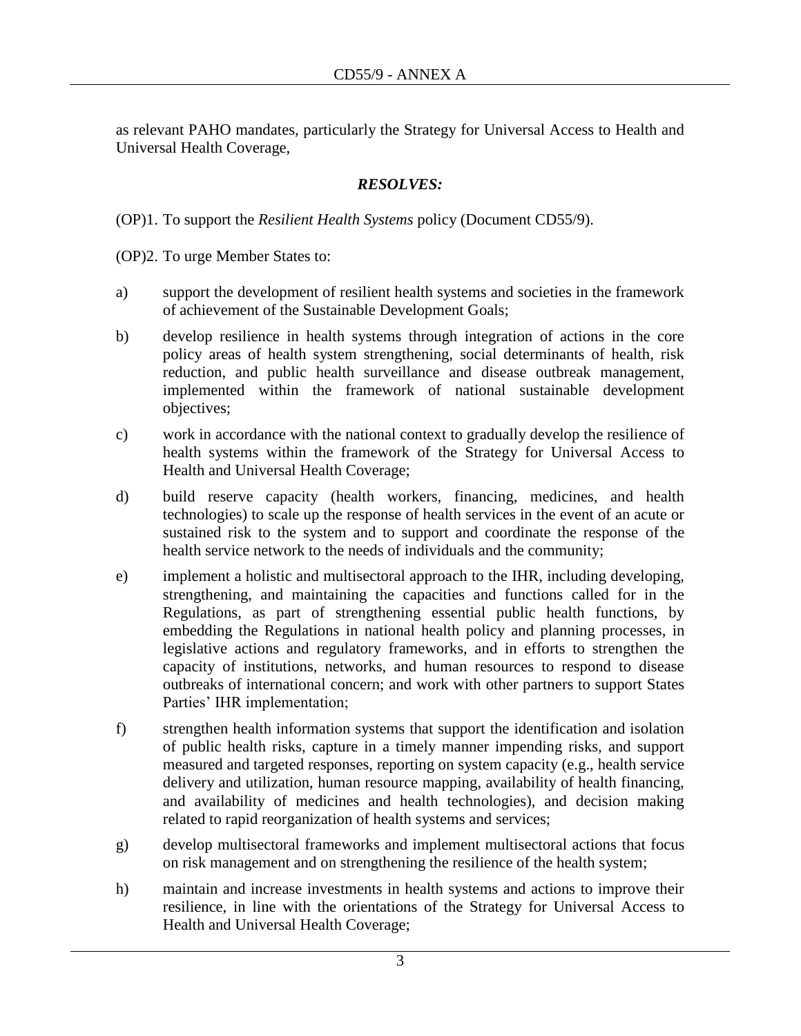as relevant PAHO mandates, particularly the Strategy for Universal Access to Health and Universal Health Coverage,

***RESOLVES:***

(OP)1. To support the *Resilient Health Systems* policy (Document CD55/9).

(OP)2. To urge Member States to:

a) support the development of resilient health systems and societies in the framework of achievement of the Sustainable Development Goals;

b) develop resilience in health systems through integration of actions in the core policy areas of health system strengthening, social determinants of health, risk reduction, and public health surveillance and disease outbreak management, implemented within the framework of national sustainable development objectives;

c) work in accordance with the national context to gradually develop the resilience of health systems within the framework of the Strategy for Universal Access to Health and Universal Health Coverage;

d) build reserve capacity (health workers, financing, medicines, and health technologies) to scale up the response of health services in the event of an acute or sustained risk to the system and to support and coordinate the response of the health service network to the needs of individuals and the community;

e) implement a holistic and multisectoral approach to the IHR, including developing, strengthening, and maintaining the capacities and functions called for in the Regulations, as part of strengthening essential public health functions, by embedding the Regulations in national health policy and planning processes, in legislative actions and regulatory frameworks, and in efforts to strengthen the capacity of institutions, networks, and human resources to respond to disease outbreaks of international concern; and work with other partners to support States Parties' IHR implementation;

f) strengthen health information systems that support the identification and isolation of public health risks, capture in a timely manner impending risks, and support measured and targeted responses, reporting on system capacity (e.g., health service delivery and utilization, human resource mapping, availability of health financing, and availability of medicines and health technologies), and decision making related to rapid reorganization of health systems and services;

g) develop multisectoral frameworks and implement multisectoral actions that focus on risk management and on strengthening the resilience of the health system;

h) maintain and increase investments in health systems and actions to improve their resilience, in line with the orientations of the Strategy for Universal Access to Health and Universal Health Coverage;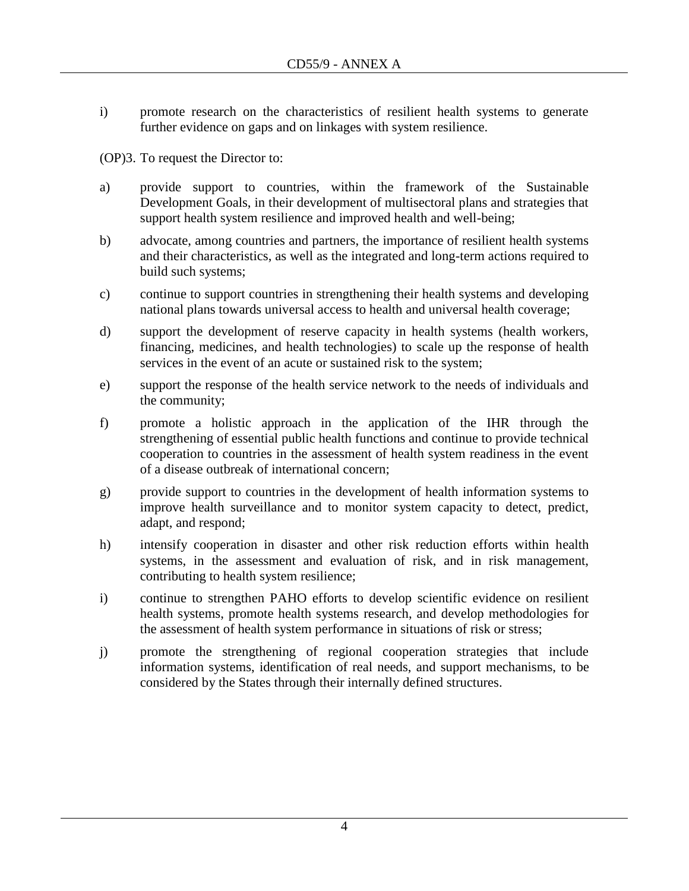i) promote research on the characteristics of resilient health systems to generate further evidence on gaps and on linkages with system resilience.

(OP)3. To request the Director to:

a) provide support to countries, within the framework of the Sustainable Development Goals, in their development of multisectoral plans and strategies that support health system resilience and improved health and well-being;

b) advocate, among countries and partners, the importance of resilient health systems and their characteristics, as well as the integrated and long-term actions required to build such systems;

c) continue to support countries in strengthening their health systems and developing national plans towards universal access to health and universal health coverage;

d) support the development of reserve capacity in health systems (health workers, financing, medicines, and health technologies) to scale up the response of health services in the event of an acute or sustained risk to the system;

e) support the response of the health service network to the needs of individuals and the community;

f) promote a holistic approach in the application of the IHR through the strengthening of essential public health functions and continue to provide technical cooperation to countries in the assessment of health system readiness in the event of a disease outbreak of international concern;

g) provide support to countries in the development of health information systems to improve health surveillance and to monitor system capacity to detect, predict, adapt, and respond;

h) intensify cooperation in disaster and other risk reduction efforts within health systems, in the assessment and evaluation of risk, and in risk management, contributing to health system resilience;

i) continue to strengthen PAHO efforts to develop scientific evidence on resilient health systems, promote health systems research, and develop methodologies for the assessment of health system performance in situations of risk or stress;

j) promote the strengthening of regional cooperation strategies that include information systems, identification of real needs, and support mechanisms, to be considered by the States through their internally defined structures.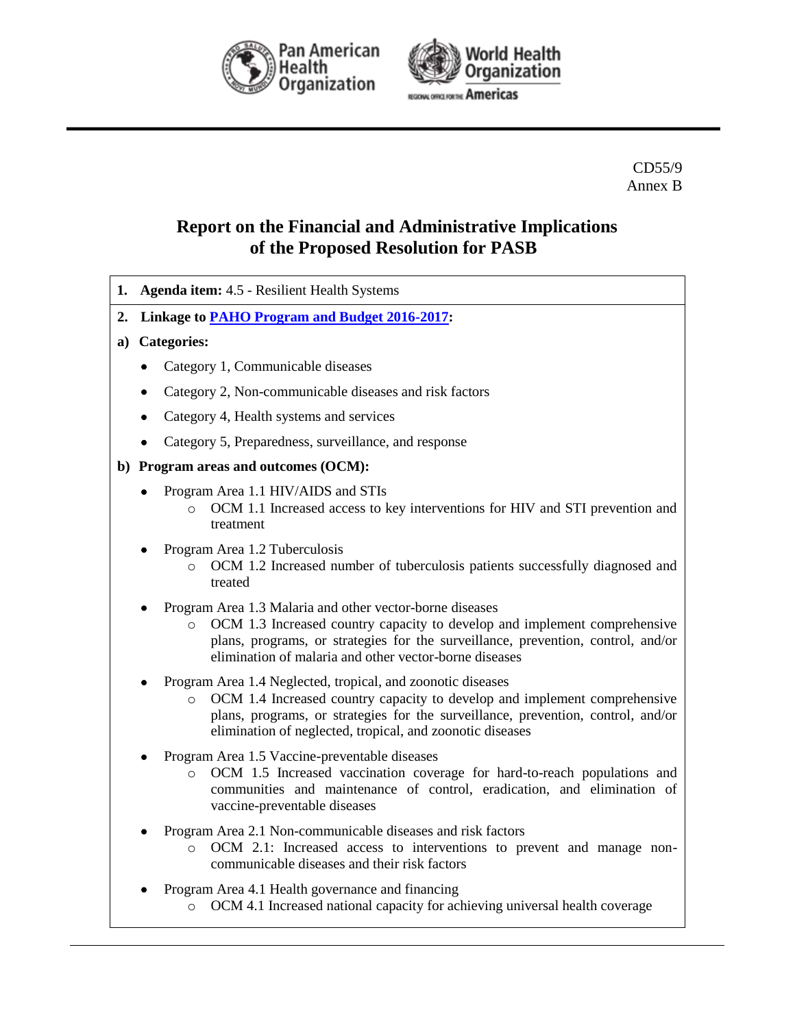CD55/9
Annex B

# Report on the Financial and Administrative Implications of the Proposed Resolution for PASB

**1. Agenda item:** 4.5 - Resilient Health Systems

**2. Linkage to [PAHO Program and Budget 2016-2017](#):**

**a) Categories:**

- Category 1, Communicable diseases
- Category 2, Non-communicable diseases and risk factors
- Category 4, Health systems and services
- Category 5, Preparedness, surveillance, and response

**b) Program areas and outcomes (OCM):**

- Program Area 1.1 HIV/AIDS and STIs
  - OCM 1.1 Increased access to key interventions for HIV and STI prevention and treatment
- Program Area 1.2 Tuberculosis
  - OCM 1.2 Increased number of tuberculosis patients successfully diagnosed and treated
- Program Area 1.3 Malaria and other vector-borne diseases
  - OCM 1.3 Increased country capacity to develop and implement comprehensive plans, programs, or strategies for the surveillance, prevention, control, and/or elimination of malaria and other vector-borne diseases
- Program Area 1.4 Neglected, tropical, and zoonotic diseases
  - OCM 1.4 Increased country capacity to develop and implement comprehensive plans, programs, or strategies for the surveillance, prevention, control, and/or elimination of neglected, tropical, and zoonotic diseases
- Program Area 1.5 Vaccine-preventable diseases
  - OCM 1.5 Increased vaccination coverage for hard-to-reach populations and communities and maintenance of control, eradication, and elimination of vaccine-preventable diseases
- Program Area 2.1 Non-communicable diseases and risk factors
  - OCM 2.1: Increased access to interventions to prevent and manage non-communicable diseases and their risk factors
- Program Area 4.1 Health governance and financing
  - OCM 4.1 Increased national capacity for achieving universal health coverage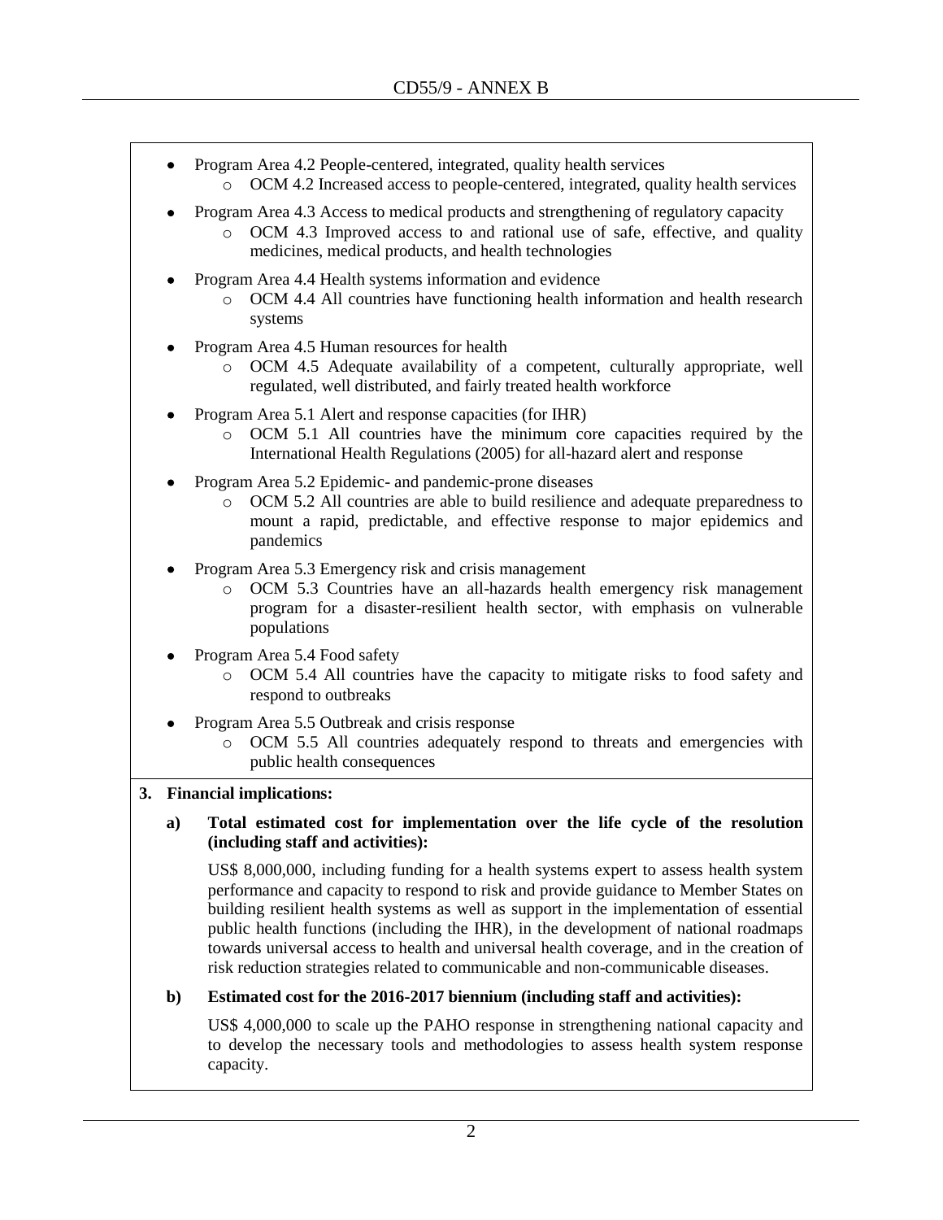- Program Area 4.2 People-centered, integrated, quality health services
  - OCM 4.2 Increased access to people-centered, integrated, quality health services
- Program Area 4.3 Access to medical products and strengthening of regulatory capacity
  - OCM 4.3 Improved access to and rational use of safe, effective, and quality medicines, medical products, and health technologies
- Program Area 4.4 Health systems information and evidence
  - OCM 4.4 All countries have functioning health information and health research systems
- Program Area 4.5 Human resources for health
  - OCM 4.5 Adequate availability of a competent, culturally appropriate, well regulated, well distributed, and fairly treated health workforce
- Program Area 5.1 Alert and response capacities (for IHR)
  - OCM 5.1 All countries have the minimum core capacities required by the International Health Regulations (2005) for all-hazard alert and response
- Program Area 5.2 Epidemic- and pandemic-prone diseases
  - OCM 5.2 All countries are able to build resilience and adequate preparedness to mount a rapid, predictable, and effective response to major epidemics and pandemics
- Program Area 5.3 Emergency risk and crisis management
  - OCM 5.3 Countries have an all-hazards health emergency risk management program for a disaster-resilient health sector, with emphasis on vulnerable populations
- Program Area 5.4 Food safety
  - OCM 5.4 All countries have the capacity to mitigate risks to food safety and respond to outbreaks
- Program Area 5.5 Outbreak and crisis response
  - OCM 5.5 All countries adequately respond to threats and emergencies with public health consequences

**3. Financial implications:**

**a) Total estimated cost for implementation over the life cycle of the resolution (including staff and activities):**

US$ 8,000,000, including funding for a health systems expert to assess health system performance and capacity to respond to risk and provide guidance to Member States on building resilient health systems as well as support in the implementation of essential public health functions (including the IHR), in the development of national roadmaps towards universal access to health and universal health coverage, and in the creation of risk reduction strategies related to communicable and non-communicable diseases.

**b) Estimated cost for the 2016-2017 biennium (including staff and activities):**

US$ 4,000,000 to scale up the PAHO response in strengthening national capacity and to develop the necessary tools and methodologies to assess health system response capacity.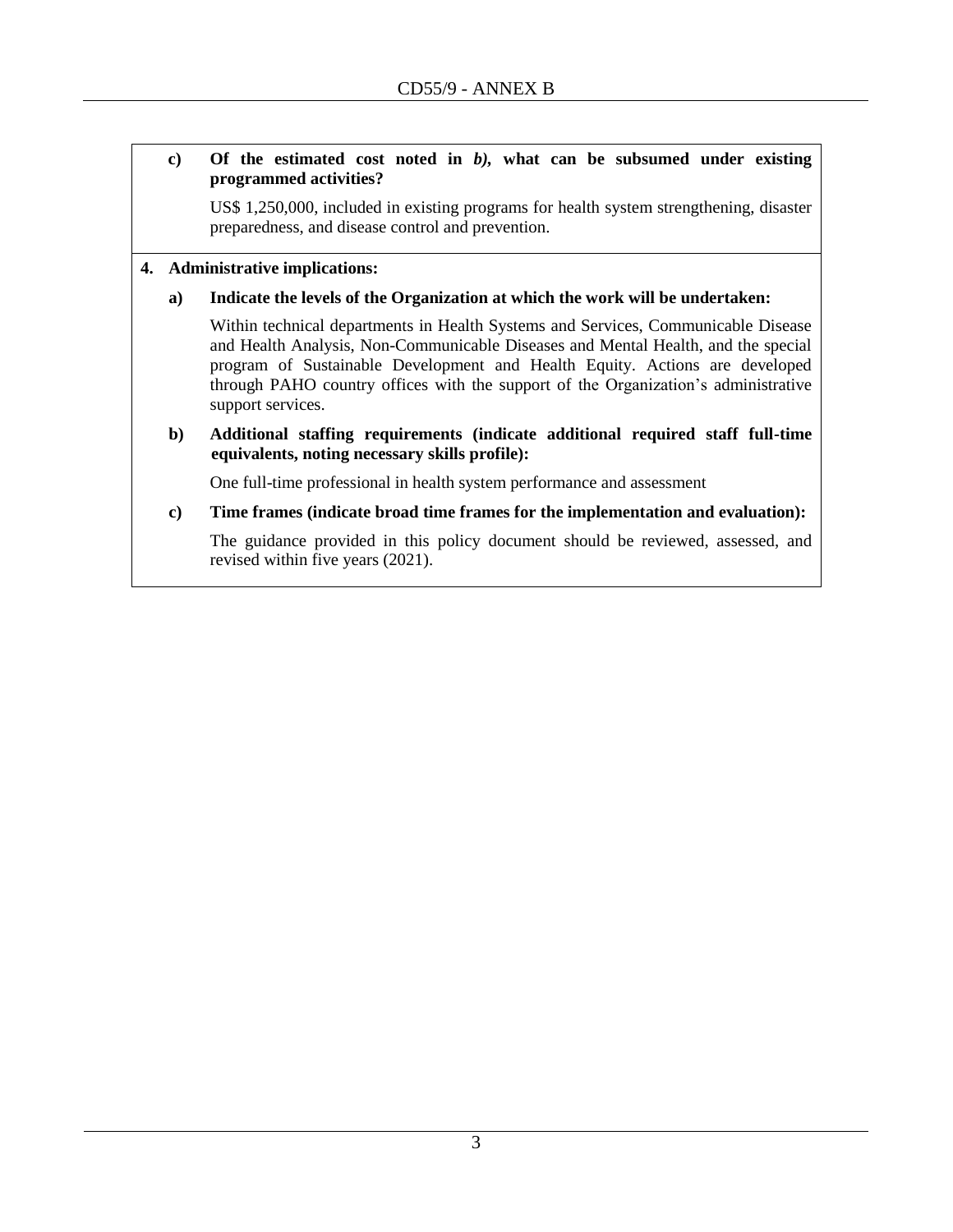**c) Of the estimated cost noted in *b)*, what can be subsumed under existing programmed activities?**

US$ 1,250,000, included in existing programs for health system strengthening, disaster preparedness, and disease control and prevention.

**4. Administrative implications:**

**a) Indicate the levels of the Organization at which the work will be undertaken:**

Within technical departments in Health Systems and Services, Communicable Disease and Health Analysis, Non-Communicable Diseases and Mental Health, and the special program of Sustainable Development and Health Equity. Actions are developed through PAHO country offices with the support of the Organization's administrative support services.

**b) Additional staffing requirements (indicate additional required staff full-time equivalents, noting necessary skills profile):**

One full-time professional in health system performance and assessment

**c) Time frames (indicate broad time frames for the implementation and evaluation):**

The guidance provided in this policy document should be reviewed, assessed, and revised within five years (2021).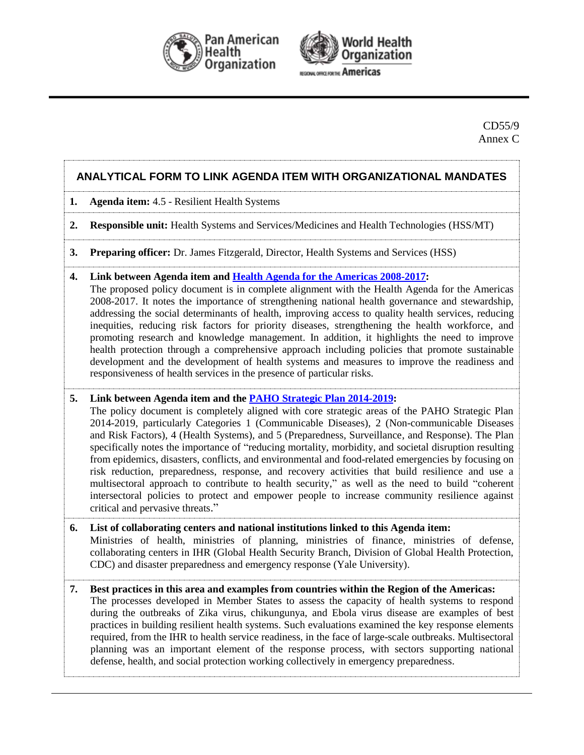CD55/9
Annex C

## ANALYTICAL FORM TO LINK AGENDA ITEM WITH ORGANIZATIONAL MANDATES

**1. Agenda item:** 4.5 - Resilient Health Systems

**2. Responsible unit:** Health Systems and Services/Medicines and Health Technologies (HSS/MT)

**3. Preparing officer:** Dr. James Fitzgerald, Director, Health Systems and Services (HSS)

**4. Link between Agenda item and Health Agenda for the Americas 2008-2017:**

The proposed policy document is in complete alignment with the Health Agenda for the Americas 2008-2017. It notes the importance of strengthening national health governance and stewardship, addressing the social determinants of health, improving access to quality health services, reducing inequities, reducing risk factors for priority diseases, strengthening the health workforce, and promoting research and knowledge management. In addition, it highlights the need to improve health protection through a comprehensive approach including policies that promote sustainable development and the development of health systems and measures to improve the readiness and responsiveness of health services in the presence of particular risks.

**5. Link between Agenda item and the PAHO Strategic Plan 2014-2019:**

The policy document is completely aligned with core strategic areas of the PAHO Strategic Plan 2014-2019, particularly Categories 1 (Communicable Diseases), 2 (Non-communicable Diseases and Risk Factors), 4 (Health Systems), and 5 (Preparedness, Surveillance, and Response). The Plan specifically notes the importance of "reducing mortality, morbidity, and societal disruption resulting from epidemics, disasters, conflicts, and environmental and food-related emergencies by focusing on risk reduction, preparedness, response, and recovery activities that build resilience and use a multisectoral approach to contribute to health security," as well as the need to build "coherent intersectoral policies to protect and empower people to increase community resilience against critical and pervasive threats."

**6. List of collaborating centers and national institutions linked to this Agenda item:**

Ministries of health, ministries of planning, ministries of finance, ministries of defense, collaborating centers in IHR (Global Health Security Branch, Division of Global Health Protection, CDC) and disaster preparedness and emergency response (Yale University).

**7. Best practices in this area and examples from countries within the Region of the Americas:**

The processes developed in Member States to assess the capacity of health systems to respond during the outbreaks of Zika virus, chikungunya, and Ebola virus disease are examples of best practices in building resilient health systems. Such evaluations examined the key response elements required, from the IHR to health service readiness, in the face of large-scale outbreaks. Multisectoral planning was an important element of the response process, with sectors supporting national defense, health, and social protection working collectively in emergency preparedness.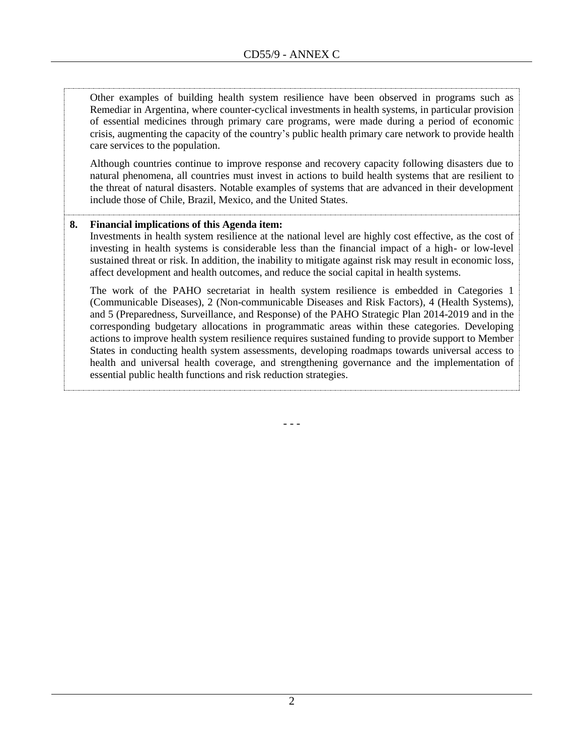Other examples of building health system resilience have been observed in programs such as Remediar in Argentina, where counter-cyclical investments in health systems, in particular provision of essential medicines through primary care programs, were made during a period of economic crisis, augmenting the capacity of the country's public health primary care network to provide health care services to the population.

Although countries continue to improve response and recovery capacity following disasters due to natural phenomena, all countries must invest in actions to build health systems that are resilient to the threat of natural disasters. Notable examples of systems that are advanced in their development include those of Chile, Brazil, Mexico, and the United States.

**8. Financial implications of this Agenda item:**

Investments in health system resilience at the national level are highly cost effective, as the cost of investing in health systems is considerable less than the financial impact of a high- or low-level sustained threat or risk. In addition, the inability to mitigate against risk may result in economic loss, affect development and health outcomes, and reduce the social capital in health systems.

The work of the PAHO secretariat in health system resilience is embedded in Categories 1 (Communicable Diseases), 2 (Non-communicable Diseases and Risk Factors), 4 (Health Systems), and 5 (Preparedness, Surveillance, and Response) of the PAHO Strategic Plan 2014-2019 and in the corresponding budgetary allocations in programmatic areas within these categories. Developing actions to improve health system resilience requires sustained funding to provide support to Member States in conducting health system assessments, developing roadmaps towards universal access to health and universal health coverage, and strengthening governance and the implementation of essential public health functions and risk reduction strategies.

- - -